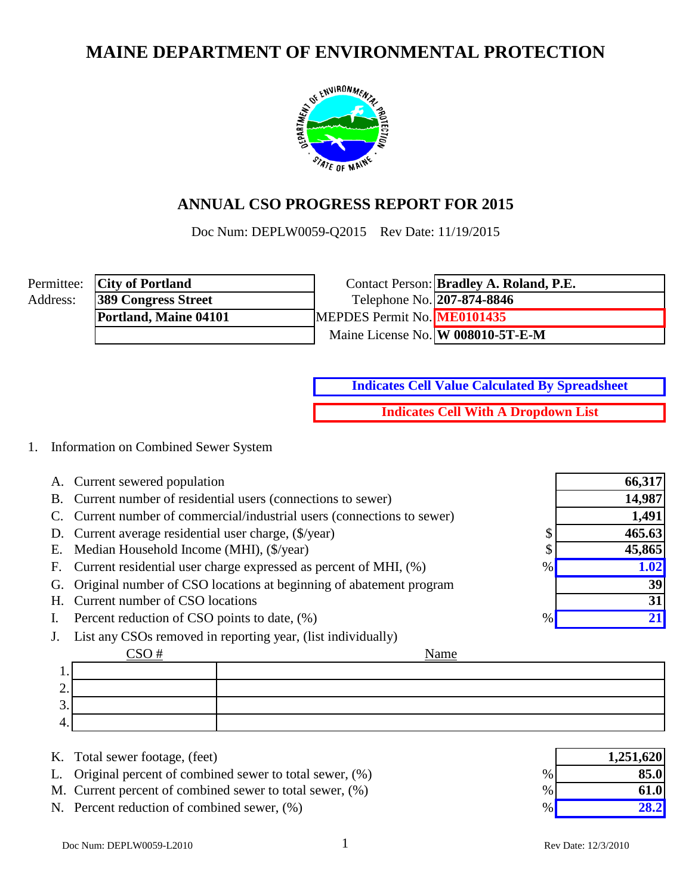# MAINE DEPARTMENT OF ENVIRONMENTAL PROTECTION

## ANNUAL CSO PROGRESS REPORT FOR 2015

Doc Num: DEPLW0059-Q2015 Rev Date: 11/19/2015

| | | | |
|---|---|---|---|
| Permittee: | **City of Portland** | Contact Person: | **Bradley A. Roland, P.E.** |
| Address: | **389 Congress Street** | Telephone No. | **207-874-8846** |
| | **Portland, Maine 04101** | MEPDES Permit No. | **ME0101435** |
| | | Maine License No. | **W 008010-5T-E-M** |

**Indicates Cell Value Calculated By Spreadsheet**

**Indicates Cell With A Dropdown List**

1. Information on Combined Sewer System

| | | | |
|---|---|---|---|
| A. | Current sewered population | | **66,317** |
| B. | Current number of residential users (connections to sewer) | | **14,987** |
| C. | Current number of commercial/industrial users (connections to sewer) | | **1,491** |
| D. | Current average residential user charge, ($/year) | $ | **465.63** |
| E. | Median Household Income (MHI), ($/year) | $ | **45,865** |
| F. | Current residential user charge expressed as percent of MHI, (%) | % | **1.02** |
| G. | Original number of CSO locations at beginning of abatement program | | **39** |
| H. | Current number of CSO locations | | **31** |
| I. | Percent reduction of CSO points to date, (%) | % | **21** |

J. List any CSOs removed in reporting year, (list individually)

| | CSO # | Name |
|---|---|---|
| 1. | | |
| 2. | | |
| 3. | | |
| 4. | | |

| | | | |
|---|---|---|---|
| K. | Total sewer footage, (feet) | | **1,251,620** |
| L. | Original percent of combined sewer to total sewer, (%) | % | **85.0** |
| M. | Current percent of combined sewer to total sewer, (%) | % | **61.0** |
| N. | Percent reduction of combined sewer, (%) | % | **28.2** |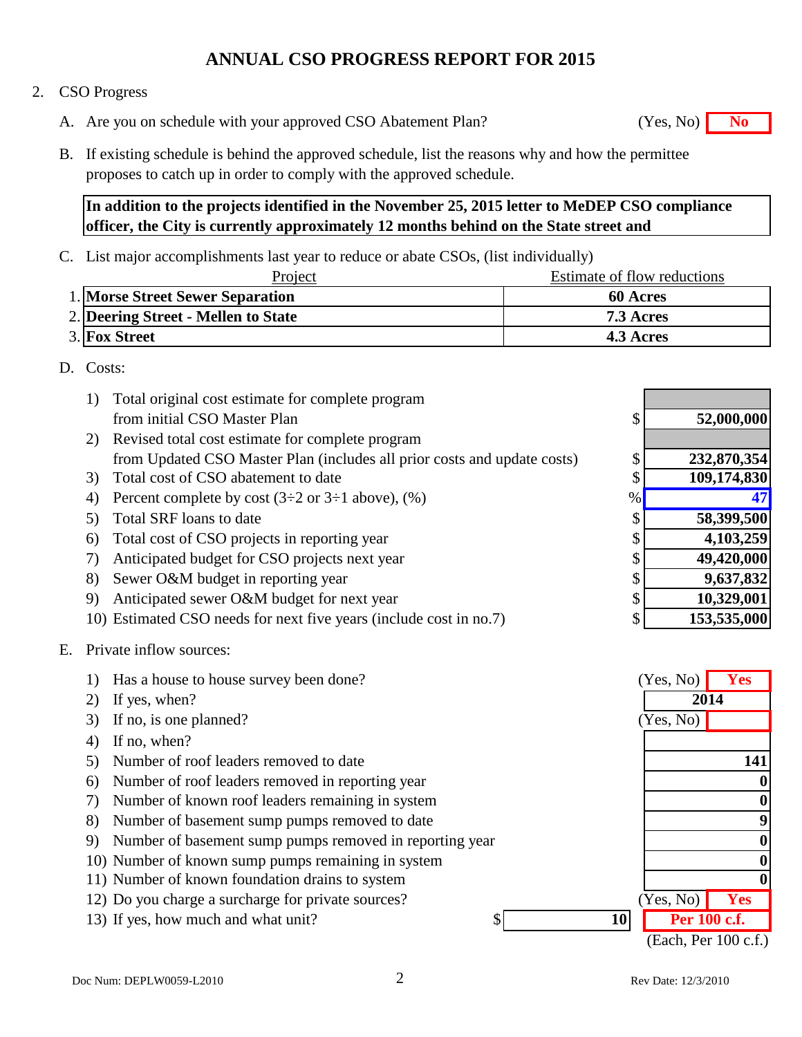# ANNUAL CSO PROGRESS REPORT FOR 2015

2. CSO Progress

A. Are you on schedule with your approved CSO Abatement Plan? (Yes, No) **No**

B. If existing schedule is behind the approved schedule, list the reasons why and how the permittee proposes to catch up in order to comply with the approved schedule.

**In addition to the projects identified in the November 25, 2015 letter to MeDEP CSO compliance officer, the City is currently approximately 12 months behind on the State street and**

C. List major accomplishments last year to reduce or abate CSOs, (list individually)

| | Project | Estimate of flow reductions |
|---|---|---|
| 1. | **Morse Street Sewer Separation** | **60 Acres** |
| 2. | **Deering Street - Mellen to State** | **7.3 Acres** |
| 3. | **Fox Street** | **4.3 Acres** |

D. Costs:

| | | | |
|---|---|---|---|
| 1) | Total original cost estimate for complete program from initial CSO Master Plan | $ | **52,000,000** |
| 2) | Revised total cost estimate for complete program from Updated CSO Master Plan (includes all prior costs and update costs) | $ | **232,870,354** |
| 3) | Total cost of CSO abatement to date | $ | **109,174,830** |
| 4) | Percent complete by cost (3÷2 or 3÷1 above), (%) | % | **47** |
| 5) | Total SRF loans to date | $ | **58,399,500** |
| 6) | Total cost of CSO projects in reporting year | $ | **4,103,259** |
| 7) | Anticipated budget for CSO projects next year | $ | **49,420,000** |
| 8) | Sewer O&M budget in reporting year | $ | **9,637,832** |
| 9) | Anticipated sewer O&M budget for next year | $ | **10,329,001** |
| 10) | Estimated CSO needs for next five years (include cost in no.7) | $ | **153,535,000** |

E. Private inflow sources:

| | | |
|---|---|---|
| 1) | Has a house to house survey been done? (Yes, No) | **Yes** |
| 2) | If yes, when? | **2014** |
| 3) | If no, is one planned? (Yes, No) | |
| 4) | If no, when? | |
| 5) | Number of roof leaders removed to date | **141** |
| 6) | Number of roof leaders removed in reporting year | **0** |
| 7) | Number of known roof leaders remaining in system | **0** |
| 8) | Number of basement sump pumps removed to date | **9** |
| 9) | Number of basement sump pumps removed in reporting year | **0** |
| 10) | Number of known sump pumps remaining in system | **0** |
| 11) | Number of known foundation drains to system | **0** |
| 12) | Do you charge a surcharge for private sources? (Yes, No) | **Yes** |
| 13) | If yes, how much and what unit? $ **10** | **Per 100 c.f.** (Each, Per 100 c.f.) |

Doc Num: DEPLW0059-L2010 Rev Date: 12/3/2010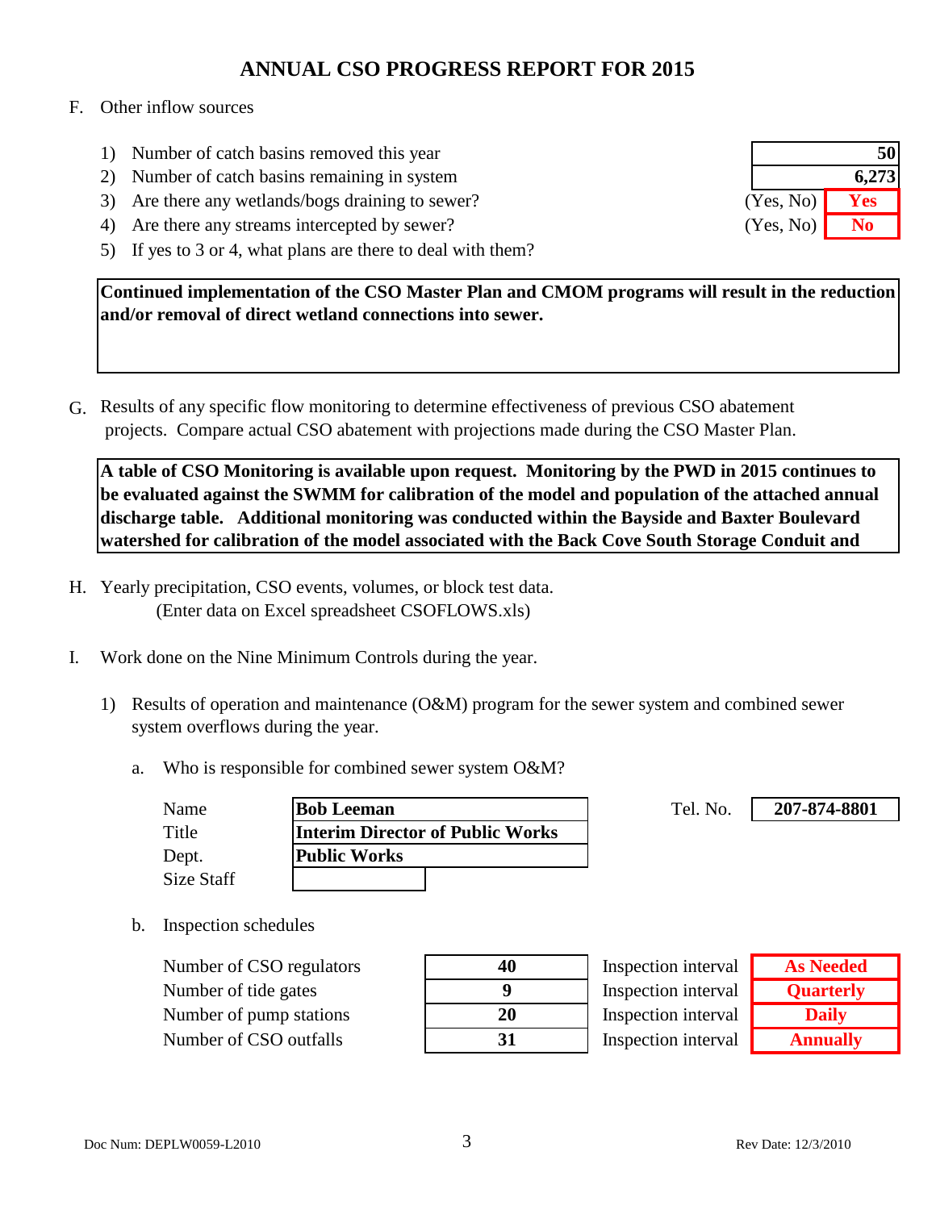# ANNUAL CSO PROGRESS REPORT FOR 2015

F. Other inflow sources

1) Number of catch basins removed this year — **50**
2) Number of catch basins remaining in system — **6,273**
3) Are there any wetlands/bogs draining to sewer? (Yes, No) — **Yes**
4) Are there any streams intercepted by sewer? (Yes, No) — **No**
5) If yes to 3 or 4, what plans are there to deal with them?

**Continued implementation of the CSO Master Plan and CMOM programs will result in the reduction and/or removal of direct wetland connections into sewer.**

G. Results of any specific flow monitoring to determine effectiveness of previous CSO abatement projects. Compare actual CSO abatement with projections made during the CSO Master Plan.

**A table of CSO Monitoring is available upon request. Monitoring by the PWD in 2015 continues to be evaluated against the SWMM for calibration of the model and population of the attached annual discharge table. Additional monitoring was conducted within the Bayside and Baxter Boulevard watershed for calibration of the model associated with the Back Cove South Storage Conduit and**

H. Yearly precipitation, CSO events, volumes, or block test data.
(Enter data on Excel spreadsheet CSOFLOWS.xls)

I. Work done on the Nine Minimum Controls during the year.

1) Results of operation and maintenance (O&M) program for the sewer system and combined sewer system overflows during the year.

a. Who is responsible for combined sewer system O&M?

| | |
|---|---|
| Name | **Bob Leeman** |
| Title | **Interim Director of Public Works** |
| Dept. | **Public Works** |
| Size Staff | |
| Tel. No. | **207-874-8801** |

b. Inspection schedules

| | | | |
|---|---|---|---|
| Number of CSO regulators | **40** | Inspection interval | **As Needed** |
| Number of tide gates | **9** | Inspection interval | **Quarterly** |
| Number of pump stations | **20** | Inspection interval | **Daily** |
| Number of CSO outfalls | **31** | Inspection interval | **Annually** |

Doc Num: DEPLW0059-L2010 Rev Date: 12/3/2010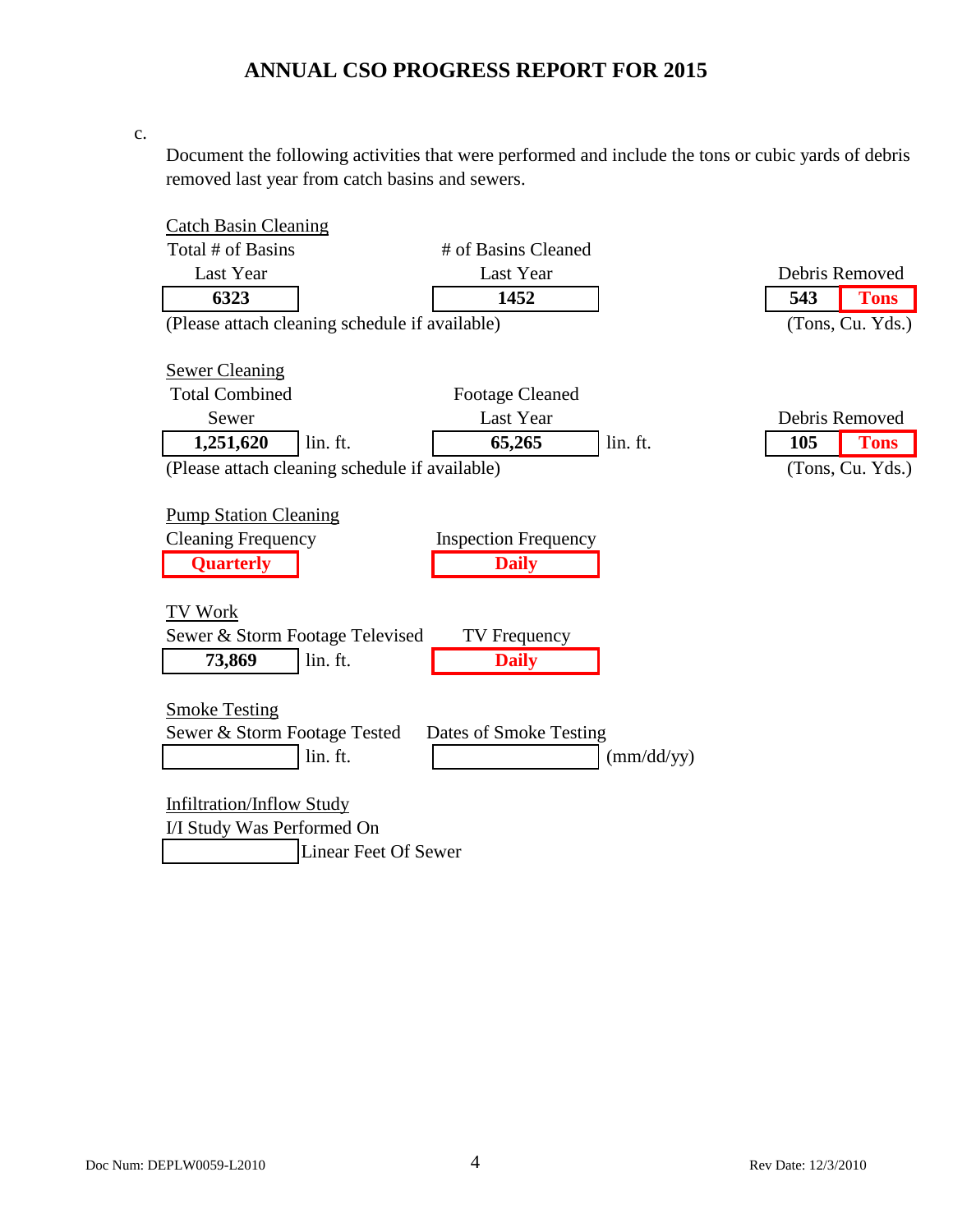## ANNUAL CSO PROGRESS REPORT FOR 2015

c.

Document the following activities that were performed and include the tons or cubic yards of debris removed last year from catch basins and sewers.

**Catch Basin Cleaning**

| Total # of Basins Last Year | # of Basins Cleaned Last Year | Debris Removed (Tons, Cu. Yds.) |
|---|---|---|
| **6323** | **1452** | **543 Tons** |

(Please attach cleaning schedule if available)

**Sewer Cleaning**

| Total Combined Sewer | Footage Cleaned Last Year | Debris Removed (Tons, Cu. Yds.) |
|---|---|---|
| **1,251,620** lin. ft. | **65,265** lin. ft. | **105 Tons** |

(Please attach cleaning schedule if available)

**Pump Station Cleaning**

| Cleaning Frequency | Inspection Frequency |
|---|---|
| **Quarterly** | **Daily** |

**TV Work**

| Sewer & Storm Footage Televised | TV Frequency |
|---|---|
| **73,869** lin. ft. | **Daily** |

**Smoke Testing**

| Sewer & Storm Footage Tested | Dates of Smoke Testing |
|---|---|
| lin. ft. | (mm/dd/yy) |

**Infiltration/Inflow Study**

I/I Study Was Performed On

______ Linear Feet Of Sewer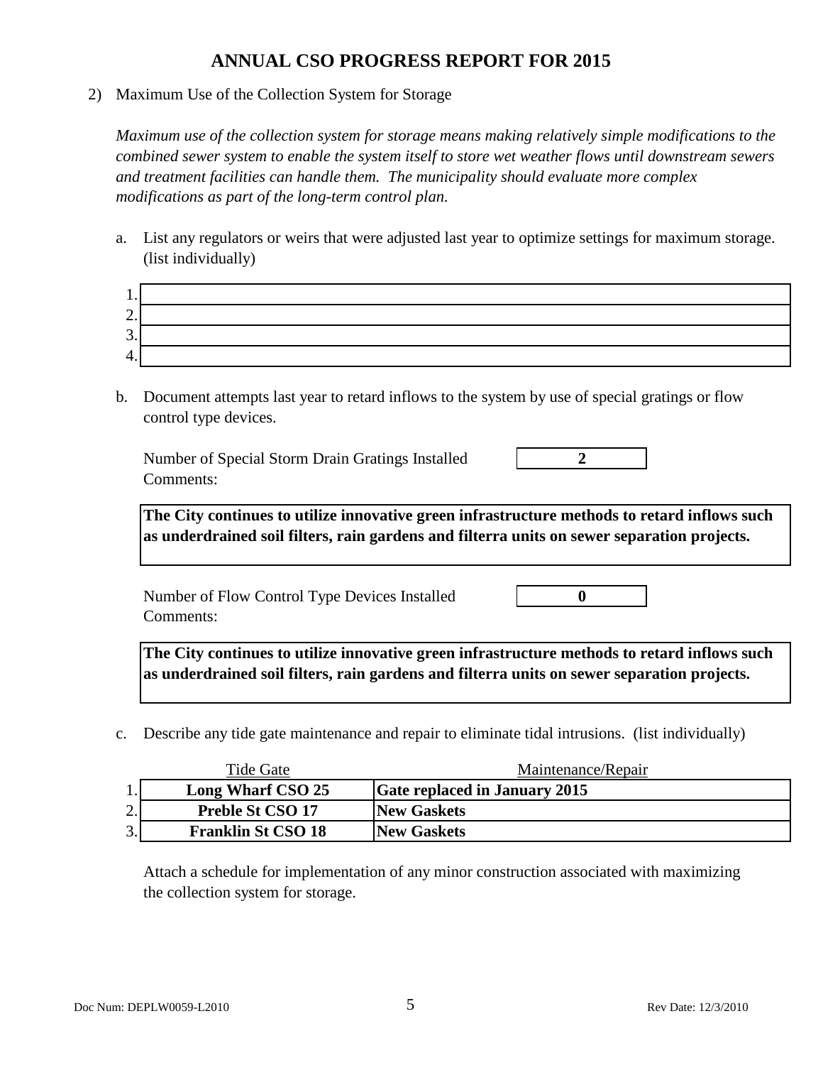# ANNUAL CSO PROGRESS REPORT FOR 2015

2) Maximum Use of the Collection System for Storage

*Maximum use of the collection system for storage means making relatively simple modifications to the combined sewer system to enable the system itself to store wet weather flows until downstream sewers and treatment facilities can handle them. The municipality should evaluate more complex modifications as part of the long-term control plan.*

a. List any regulators or weirs that were adjusted last year to optimize settings for maximum storage. (list individually)

| # | |
|---|---|
| 1. | |
| 2. | |
| 3. | |
| 4. | |

b. Document attempts last year to retard inflows to the system by use of special gratings or flow control type devices.

Number of Special Storm Drain Gratings Installed: **2**

Comments:

**The City continues to utilize innovative green infrastructure methods to retard inflows such as underdrained soil filters, rain gardens and filterra units on sewer separation projects.**

Number of Flow Control Type Devices Installed: **0**

Comments:

**The City continues to utilize innovative green infrastructure methods to retard inflows such as underdrained soil filters, rain gardens and filterra units on sewer separation projects.**

c. Describe any tide gate maintenance and repair to eliminate tidal intrusions. (list individually)

| # | Tide Gate | Maintenance/Repair |
|---|---|---|
| 1. | **Long Wharf CSO 25** | **Gate replaced in January 2015** |
| 2. | **Preble St CSO 17** | **New Gaskets** |
| 3. | **Franklin St CSO 18** | **New Gaskets** |

Attach a schedule for implementation of any minor construction associated with maximizing the collection system for storage.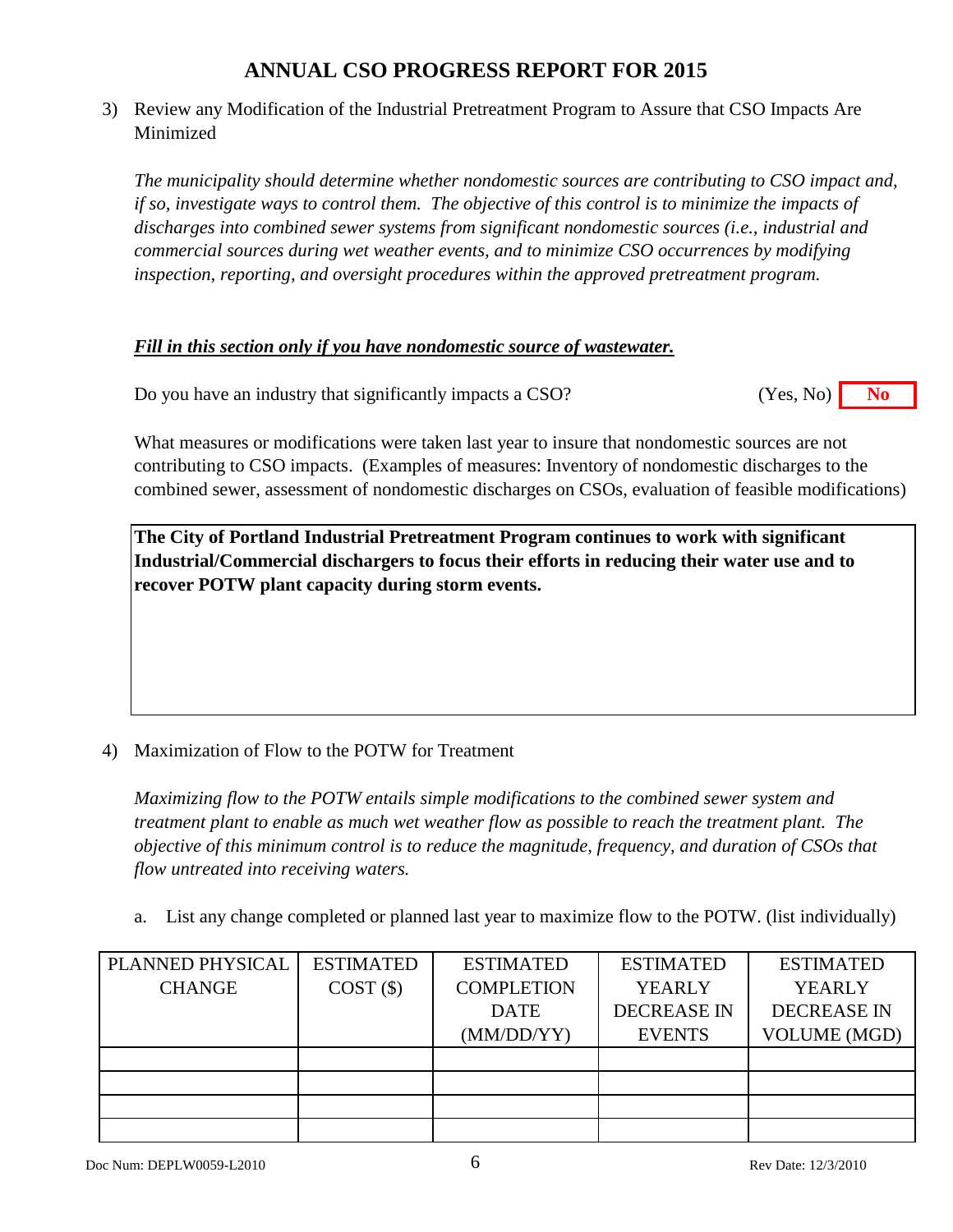# ANNUAL CSO PROGRESS REPORT FOR 2015

3) Review any Modification of the Industrial Pretreatment Program to Assure that CSO Impacts Are Minimized

   *The municipality should determine whether nondomestic sources are contributing to CSO impact and, if so, investigate ways to control them. The objective of this control is to minimize the impacts of discharges into combined sewer systems from significant nondomestic sources (i.e., industrial and commercial sources during wet weather events, and to minimize CSO occurrences by modifying inspection, reporting, and oversight procedures within the approved pretreatment program.*

   ***Fill in this section only if you have nondomestic source of wastewater.***

   Do you have an industry that significantly impacts a CSO? (Yes, No) **No**

   What measures or modifications were taken last year to insure that nondomestic sources are not contributing to CSO impacts. (Examples of measures: Inventory of nondomestic discharges to the combined sewer, assessment of nondomestic discharges on CSOs, evaluation of feasible modifications)

   **The City of Portland Industrial Pretreatment Program continues to work with significant Industrial/Commercial dischargers to focus their efforts in reducing their water use and to recover POTW plant capacity during storm events.**

4) Maximization of Flow to the POTW for Treatment

   *Maximizing flow to the POTW entails simple modifications to the combined sewer system and treatment plant to enable as much wet weather flow as possible to reach the treatment plant. The objective of this minimum control is to reduce the magnitude, frequency, and duration of CSOs that flow untreated into receiving waters.*

   a. List any change completed or planned last year to maximize flow to the POTW. (list individually)

| PLANNED PHYSICAL CHANGE | ESTIMATED COST ($) | ESTIMATED COMPLETION DATE (MM/DD/YY) | ESTIMATED YEARLY DECREASE IN EVENTS | ESTIMATED YEARLY DECREASE IN VOLUME (MGD) |
|---|---|---|---|---|
| | | | | |
| | | | | |
| | | | | |
| | | | | |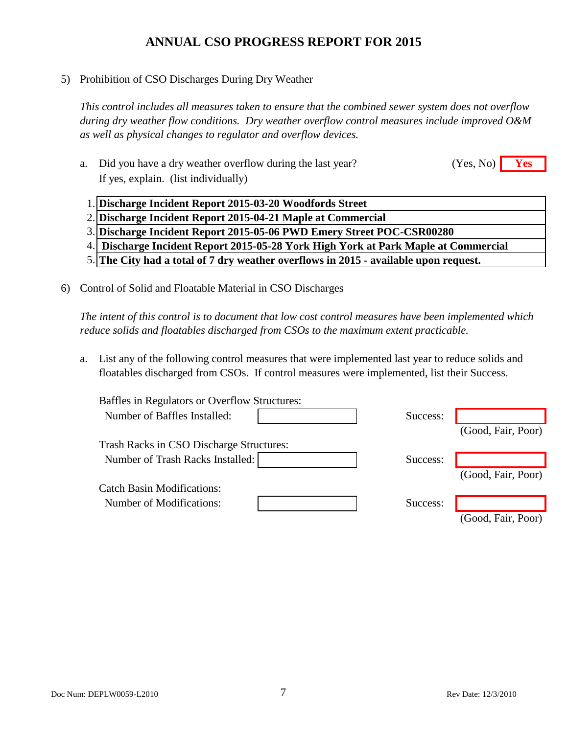# ANNUAL CSO PROGRESS REPORT FOR 2015

5) Prohibition of CSO Discharges During Dry Weather

*This control includes all measures taken to ensure that the combined sewer system does not overflow during dry weather flow conditions. Dry weather overflow control measures include improved O&M as well as physical changes to regulator and overflow devices.*

a. Did you have a dry weather overflow during the last year? (Yes, No) **Yes**
If yes, explain. (list individually)

1. **Discharge Incident Report 2015-03-20 Woodfords Street**
2. **Discharge Incident Report 2015-04-21 Maple at Commercial**
3. **Discharge Incident Report 2015-05-06 PWD Emery Street POC-CSR00280**
4. **Discharge Incident Report 2015-05-28 York High York at Park Maple at Commercial**
5. **The City had a total of 7 dry weather overflows in 2015 - available upon request.**

6) Control of Solid and Floatable Material in CSO Discharges

*The intent of this control is to document that low cost control measures have been implemented which reduce solids and floatables discharged from CSOs to the maximum extent practicable.*

a. List any of the following control measures that were implemented last year to reduce solids and floatables discharged from CSOs. If control measures were implemented, list their Success.

Baffles in Regulators or Overflow Structures:
Number of Baffles Installed: ______ Success: ______ (Good, Fair, Poor)

Trash Racks in CSO Discharge Structures:
Number of Trash Racks Installed: ______ Success: ______ (Good, Fair, Poor)

Catch Basin Modifications:
Number of Modifications: ______ Success: ______ (Good, Fair, Poor)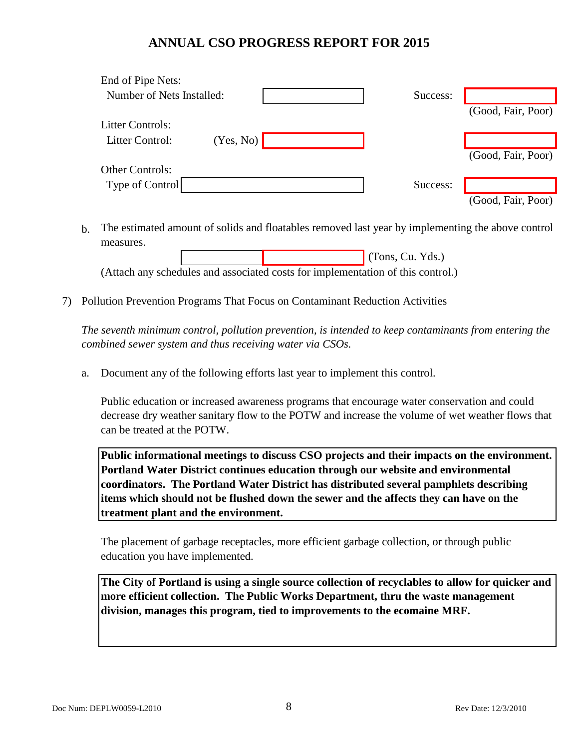# ANNUAL CSO PROGRESS REPORT FOR 2015

End of Pipe Nets:

Number of Nets Installed: ______ Success: ______ (Good, Fair, Poor)

Litter Controls:

Litter Control: (Yes, No) ______ ______ (Good, Fair, Poor)

Other Controls:

Type of Control ______ Success: ______ (Good, Fair, Poor)

b. The estimated amount of solids and floatables removed last year by implementing the above control measures.

______ ______ (Tons, Cu. Yds.)

(Attach any schedules and associated costs for implementation of this control.)

7) Pollution Prevention Programs That Focus on Contaminant Reduction Activities

*The seventh minimum control, pollution prevention, is intended to keep contaminants from entering the combined sewer system and thus receiving water via CSOs.*

a. Document any of the following efforts last year to implement this control.

Public education or increased awareness programs that encourage water conservation and could decrease dry weather sanitary flow to the POTW and increase the volume of wet weather flows that can be treated at the POTW.

**Public informational meetings to discuss CSO projects and their impacts on the environment. Portland Water District continues education through our website and environmental coordinators. The Portland Water District has distributed several pamphlets describing items which should not be flushed down the sewer and the affects they can have on the treatment plant and the environment.**

The placement of garbage receptacles, more efficient garbage collection, or through public education you have implemented.

**The City of Portland is using a single source collection of recyclables to allow for quicker and more efficient collection. The Public Works Department, thru the waste management division, manages this program, tied to improvements to the ecomaine MRF.**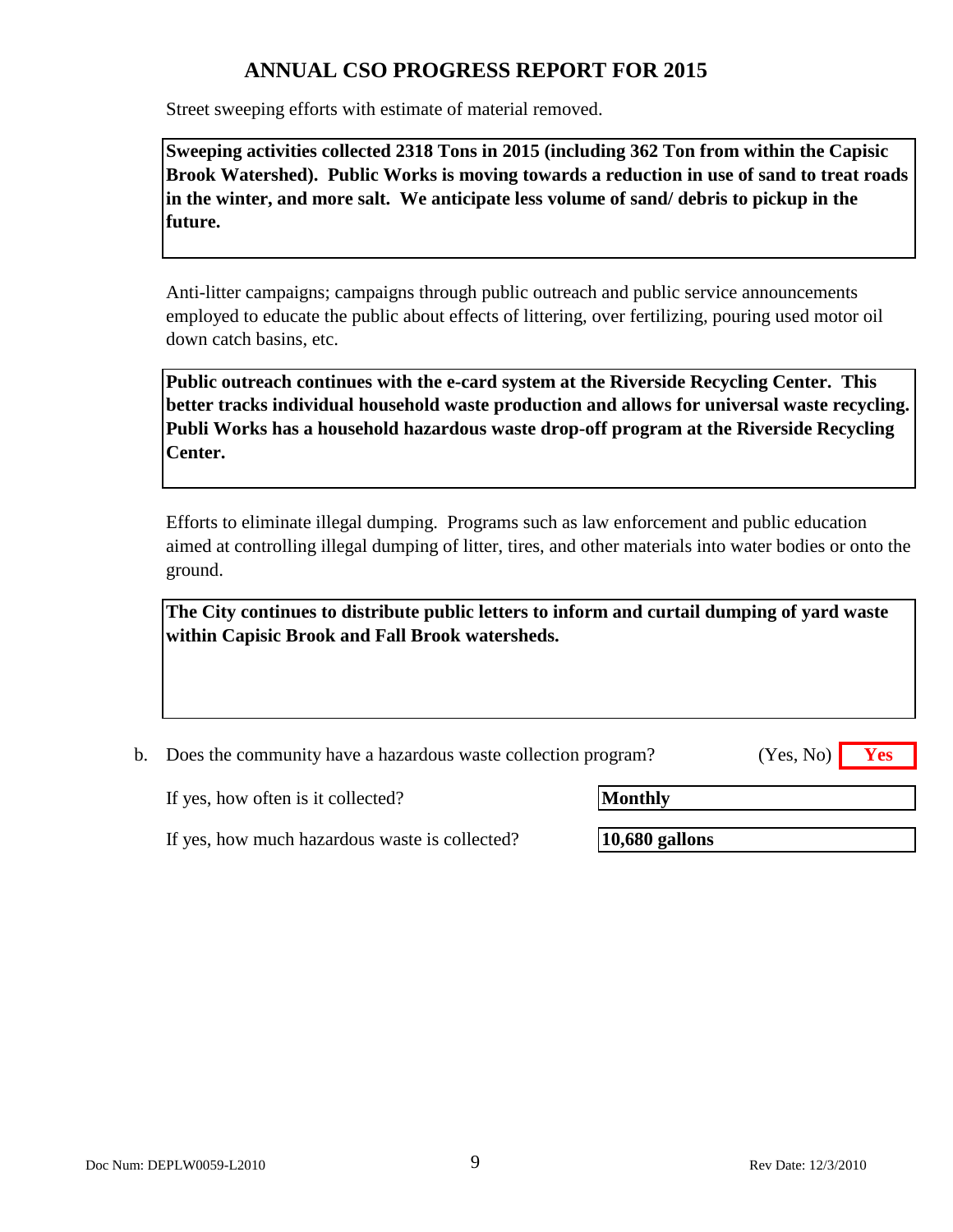# ANNUAL CSO PROGRESS REPORT FOR 2015

Street sweeping efforts with estimate of material removed.

**Sweeping activities collected 2318 Tons in 2015 (including 362 Ton from within the Capisic Brook Watershed). Public Works is moving towards a reduction in use of sand to treat roads in the winter, and more salt. We anticipate less volume of sand/ debris to pickup in the future.**

Anti-litter campaigns; campaigns through public outreach and public service announcements employed to educate the public about effects of littering, over fertilizing, pouring used motor oil down catch basins, etc.

**Public outreach continues with the e-card system at the Riverside Recycling Center. This better tracks individual household waste production and allows for universal waste recycling. Publi Works has a household hazardous waste drop-off program at the Riverside Recycling Center.**

Efforts to eliminate illegal dumping. Programs such as law enforcement and public education aimed at controlling illegal dumping of litter, tires, and other materials into water bodies or onto the ground.

**The City continues to distribute public letters to inform and curtail dumping of yard waste within Capisic Brook and Fall Brook watersheds.**

b. Does the community have a hazardous waste collection program? (Yes, No) **Yes**

If yes, how often is it collected? **Monthly**

If yes, how much hazardous waste is collected? **10,680 gallons**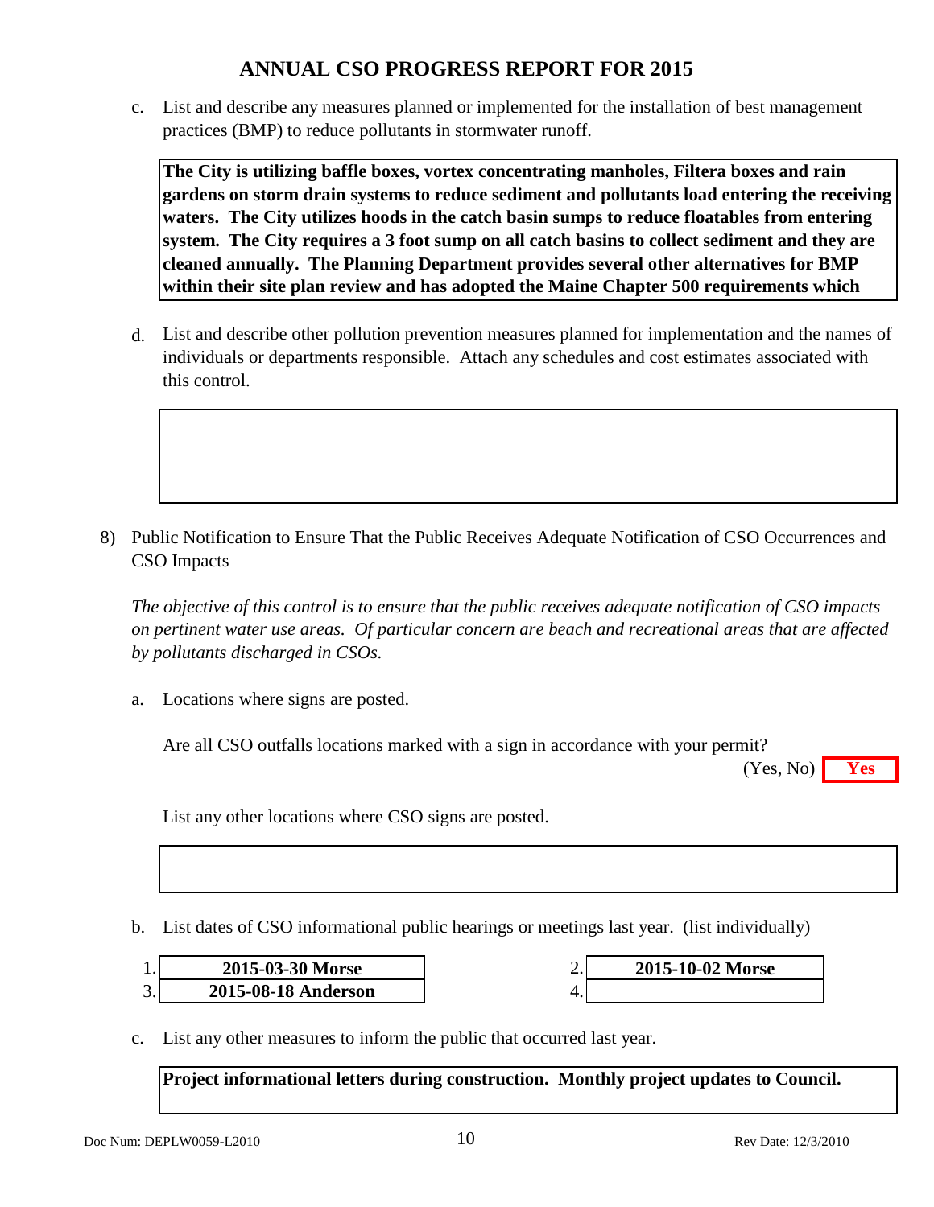# ANNUAL CSO PROGRESS REPORT FOR 2015

c. List and describe any measures planned or implemented for the installation of best management practices (BMP) to reduce pollutants in stormwater runoff.

**The City is utilizing baffle boxes, vortex concentrating manholes, Filtera boxes and rain gardens on storm drain systems to reduce sediment and pollutants load entering the receiving waters. The City utilizes hoods in the catch basin sumps to reduce floatables from entering system. The City requires a 3 foot sump on all catch basins to collect sediment and they are cleaned annually. The Planning Department provides several other alternatives for BMP within their site plan review and has adopted the Maine Chapter 500 requirements which**

d. List and describe other pollution prevention measures planned for implementation and the names of individuals or departments responsible. Attach any schedules and cost estimates associated with this control.

8) Public Notification to Ensure That the Public Receives Adequate Notification of CSO Occurrences and CSO Impacts

*The objective of this control is to ensure that the public receives adequate notification of CSO impacts on pertinent water use areas. Of particular concern are beach and recreational areas that are affected by pollutants discharged in CSOs.*

a. Locations where signs are posted.

Are all CSO outfalls locations marked with a sign in accordance with your permit? (Yes, No) **Yes**

List any other locations where CSO signs are posted.

b. List dates of CSO informational public hearings or meetings last year. (list individually)

| | | | |
|---|---|---|---|
| 1. | **2015-03-30 Morse** | 2. | **2015-10-02 Morse** |
| 3. | **2015-08-18 Anderson** | 4. | |

c. List any other measures to inform the public that occurred last year.

**Project informational letters during construction. Monthly project updates to Council.**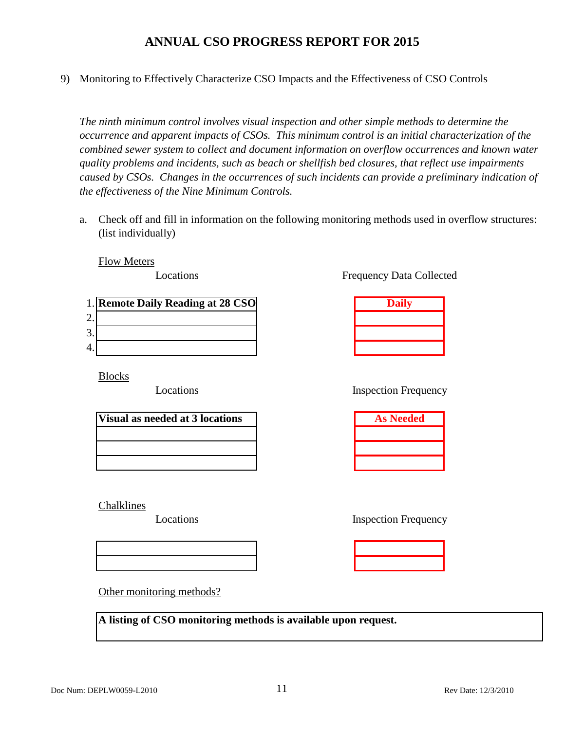# ANNUAL CSO PROGRESS REPORT FOR 2015

9) Monitoring to Effectively Characterize CSO Impacts and the Effectiveness of CSO Controls

*The ninth minimum control involves visual inspection and other simple methods to determine the occurrence and apparent impacts of CSOs. This minimum control is an initial characterization of the combined sewer system to collect and document information on overflow occurrences and known water quality problems and incidents, such as beach or shellfish bed closures, that reflect use impairments caused by CSOs. Changes in the occurrences of such incidents can provide a preliminary indication of the effectiveness of the Nine Minimum Controls.*

a. Check off and fill in information on the following monitoring methods used in overflow structures: (list individually)

Flow Meters

| | Locations | Frequency Data Collected |
|---|---|---|
| 1. | **Remote Daily Reading at 28 CSO** | **Daily** |
| 2. | | |
| 3. | | |
| 4. | | |

Blocks

| Locations | Inspection Frequency |
|---|---|
| **Visual as needed at 3 locations** | **As Needed** |
| | |
| | |
| | |

Chalklines

| Locations | Inspection Frequency |
|---|---|
| | |
| | |

Other monitoring methods?

**A listing of CSO monitoring methods is available upon request.**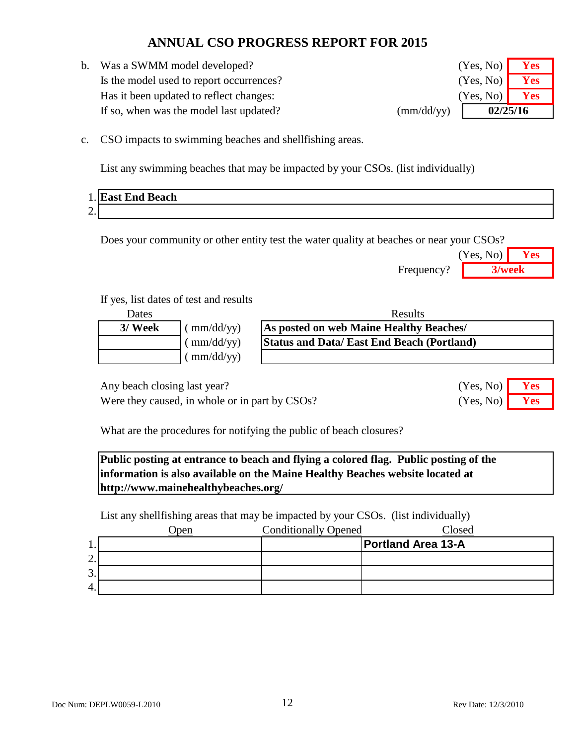# ANNUAL CSO PROGRESS REPORT FOR 2015

b. Was a SWMM model developed? (Yes, No) **Yes**

Is the model used to report occurrences? (Yes, No) **Yes**

Has it been updated to reflect changes: (Yes, No) **Yes**

If so, when was the model last updated? (mm/dd/yy) **02/25/16**

c. CSO impacts to swimming beaches and shellfishing areas.

List any swimming beaches that may be impacted by your CSOs. (list individually)

1. **East End Beach**
2. 

Does your community or other entity test the water quality at beaches or near your CSOs? (Yes, No) **Yes**

Frequency? **3/week**

If yes, list dates of test and results

| Dates | | Results |
|---|---|---|
| **3/ Week** | ( mm/dd/yy) | **As posted on web Maine Healthy Beaches/** |
| | ( mm/dd/yy) | **Status and Data/ East End Beach (Portland)** |
| | ( mm/dd/yy) | |

Any beach closing last year? (Yes, No) **Yes**

Were they caused, in whole or in part by CSOs? (Yes, No) **Yes**

What are the procedures for notifying the public of beach closures?

**Public posting at entrance to beach and flying a colored flag. Public posting of the information is also available on the Maine Healthy Beaches website located at http://www.mainehealthybeaches.org/**

List any shellfishing areas that may be impacted by your CSOs. (list individually)

| | Open | Conditionally Opened | Closed |
|---|---|---|---|
| 1. | | | **Portland Area 13-A** |
| 2. | | | |
| 3. | | | |
| 4. | | | |

Doc Num: DEPLW0059-L2010 Rev Date: 12/3/2010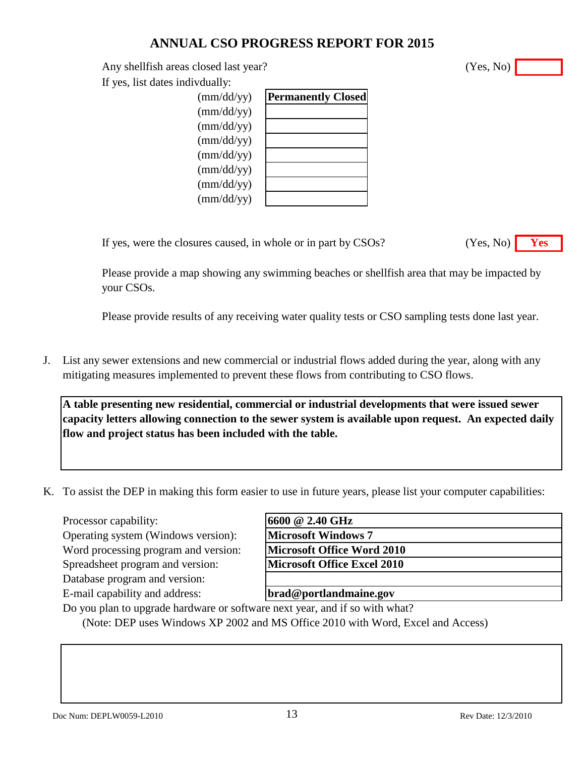## ANNUAL CSO PROGRESS REPORT FOR 2015

Any shellfish areas closed last year? (Yes, No) 

If yes, list dates indivdually:

| | |
|---|---|
| (mm/dd/yy) | **Permanently Closed** |
| (mm/dd/yy) | |
| (mm/dd/yy) | |
| (mm/dd/yy) | |
| (mm/dd/yy) | |
| (mm/dd/yy) | |
| (mm/dd/yy) | |
| (mm/dd/yy) | |

If yes, were the closures caused, in whole or in part by CSOs? (Yes, No) **Yes**

Please provide a map showing any swimming beaches or shellfish area that may be impacted by your CSOs.

Please provide results of any receiving water quality tests or CSO sampling tests done last year.

J. List any sewer extensions and new commercial or industrial flows added during the year, along with any mitigating measures implemented to prevent these flows from contributing to CSO flows.

**A table presenting new residential, commercial or industrial developments that were issued sewer capacity letters allowing connection to the sewer system is available upon request. An expected daily flow and project status has been included with the table.**

K. To assist the DEP in making this form easier to use in future years, please list your computer capabilities:

| | |
|---|---|
| Processor capability: | **6600 @ 2.40 GHz** |
| Operating system (Windows version): | **Microsoft Windows 7** |
| Word processing program and version: | **Microsoft Office Word 2010** |
| Spreadsheet program and version: | **Microsoft Office Excel 2010** |
| Database program and version: | |
| E-mail capability and address: | **brad@portlandmaine.gov** |

Do you plan to upgrade hardware or software next year, and if so with what?
(Note: DEP uses Windows XP 2002 and MS Office 2010 with Word, Excel and Access)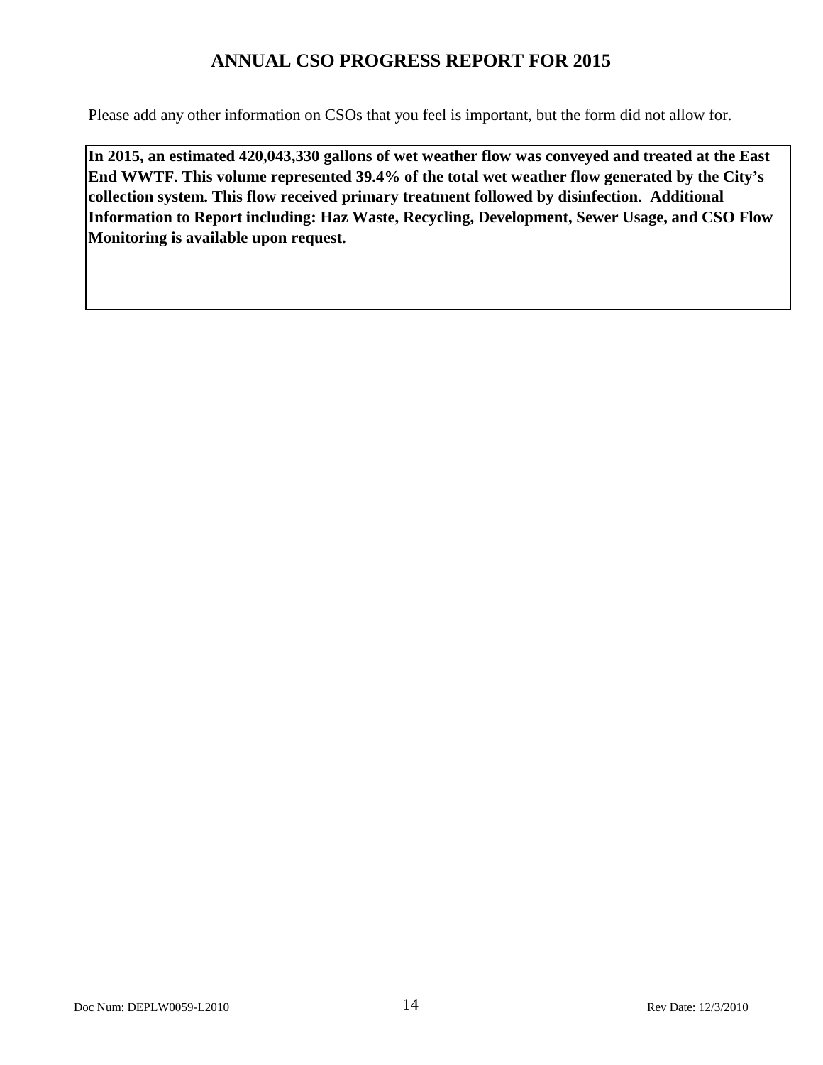# ANNUAL CSO PROGRESS REPORT FOR 2015

Please add any other information on CSOs that you feel is important, but the form did not allow for.

**In 2015, an estimated 420,043,330 gallons of wet weather flow was conveyed and treated at the East End WWTF. This volume represented 39.4% of the total wet weather flow generated by the City's collection system. This flow received primary treatment followed by disinfection. Additional Information to Report including: Haz Waste, Recycling, Development, Sewer Usage, and CSO Flow Monitoring is available upon request.**

Doc Num: DEPLW0059-L2010

Rev Date: 12/3/2010